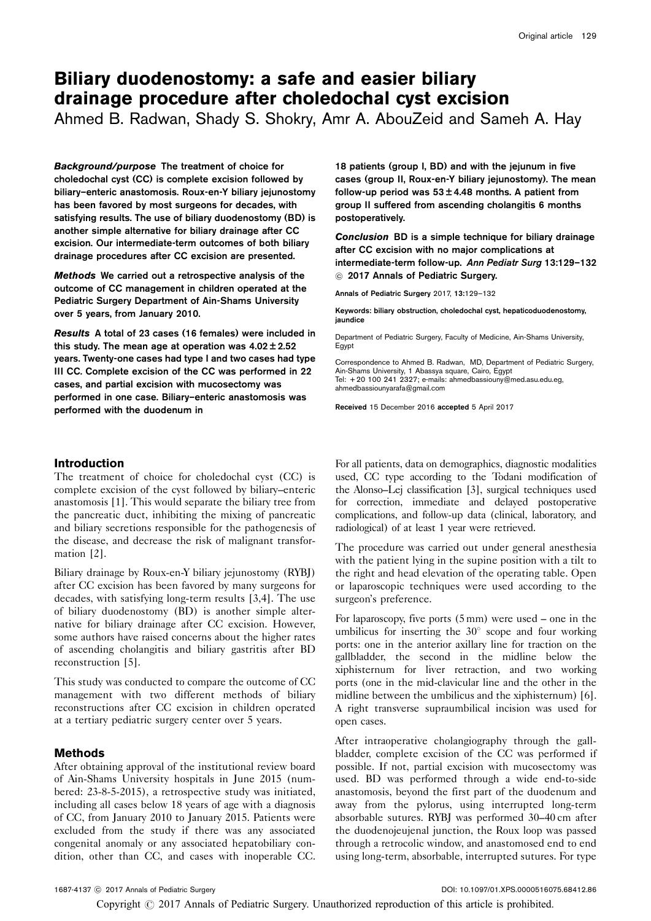# Biliary duodenostomy: a safe and easier biliary drainage procedure after choledochal cyst excision

Ahmed B. Radwan, Shady S. Shokry, Amr A. AbouZeid and Sameh A. Hay

***Background/purpose*** **The treatment of choice for choledochal cyst (CC) is complete excision followed by biliary–enteric anastomosis. Roux-en-Y biliary jejunostomy has been favored by most surgeons for decades, with satisfying results. The use of biliary duodenostomy (BD) is another simple alternative for biliary drainage after CC excision. Our intermediate-term outcomes of both biliary drainage procedures after CC excision are presented.**

***Methods*** **We carried out a retrospective analysis of the outcome of CC management in children operated at the Pediatric Surgery Department of Ain-Shams University over 5 years, from January 2010.**

***Results*** **A total of 23 cases (16 females) were included in this study. The mean age at operation was 4.02 ± 2.52 years. Twenty-one cases had type I and two cases had type III CC. Complete excision of the CC was performed in 22 cases, and partial excision with mucosectomy was performed in one case. Biliary–enteric anastomosis was performed with the duodenum in 18 patients (group I, BD) and with the jejunum in five cases (group II, Roux-en-Y biliary jejunostomy). The mean follow-up period was 53 ± 4.48 months. A patient from group II suffered from ascending cholangitis 6 months postoperatively.**

***Conclusion*** **BD is a simple technique for biliary drainage after CC excision with no major complications at intermediate-term follow-up.** ***Ann Pediatr Surg*** **13:129–132 © 2017 Annals of Pediatric Surgery.**

Annals of Pediatric Surgery 2017, **13**:129–132

Keywords: biliary obstruction, choledochal cyst, hepaticoduodenostomy, jaundice

Department of Pediatric Surgery, Faculty of Medicine, Ain-Shams University, Egypt

Correspondence to Ahmed B. Radwan, MD, Department of Pediatric Surgery, Ain-Shams University, 1 Abassya square, Cairo, Egypt
Tel: + 20 100 241 2327; e-mails: ahmedbassiouny@med.asu.edu.eg, ahmedbassiounyarafa@gmail.com

**Received** 15 December 2016 **accepted** 5 April 2017

## Introduction

The treatment of choice for choledochal cyst (CC) is complete excision of the cyst followed by biliary–enteric anastomosis [1]. This would separate the biliary tree from the pancreatic duct, inhibiting the mixing of pancreatic and biliary secretions responsible for the pathogenesis of the disease, and decrease the risk of malignant transformation [2].

Biliary drainage by Roux-en-Y biliary jejunostomy (RYBJ) after CC excision has been favored by many surgeons for decades, with satisfying long-term results [3,4]. The use of biliary duodenostomy (BD) is another simple alternative for biliary drainage after CC excision. However, some authors have raised concerns about the higher rates of ascending cholangitis and biliary gastritis after BD reconstruction [5].

This study was conducted to compare the outcome of CC management with two different methods of biliary reconstructions after CC excision in children operated at a tertiary pediatric surgery center over 5 years.

## Methods

After obtaining approval of the institutional review board of Ain-Shams University hospitals in June 2015 (numbered: 23-8-5-2015), a retrospective study was initiated, including all cases below 18 years of age with a diagnosis of CC, from January 2010 to January 2015. Patients were excluded from the study if there was any associated congenital anomaly or any associated hepatobiliary condition, other than CC, and cases with inoperable CC.

For all patients, data on demographics, diagnostic modalities used, CC type according to the Todani modification of the Alonso–Lej classification [3], surgical techniques used for correction, immediate and delayed postoperative complications, and follow-up data (clinical, laboratory, and radiological) of at least 1 year were retrieved.

The procedure was carried out under general anesthesia with the patient lying in the supine position with a tilt to the right and head elevation of the operating table. Open or laparoscopic techniques were used according to the surgeon's preference.

For laparoscopy, five ports (5 mm) were used – one in the umbilicus for inserting the 30° scope and four working ports: one in the anterior axillary line for traction on the gallbladder, the second in the midline below the xiphisternum for liver retraction, and two working ports (one in the mid-clavicular line and the other in the midline between the umbilicus and the xiphisternum) [6]. A right transverse supraumbilical incision was used for open cases.

After intraoperative cholangiography through the gallbladder, complete excision of the CC was performed if possible. If not, partial excision with mucosectomy was used. BD was performed through a wide end-to-side anastomosis, beyond the first part of the duodenum and away from the pylorus, using interrupted long-term absorbable sutures. RYBJ was performed 30–40 cm after the duodenojeujenal junction, the Roux loop was passed through a retrocolic window, and anastomosed end to end using long-term, absorbable, interrupted sutures. For type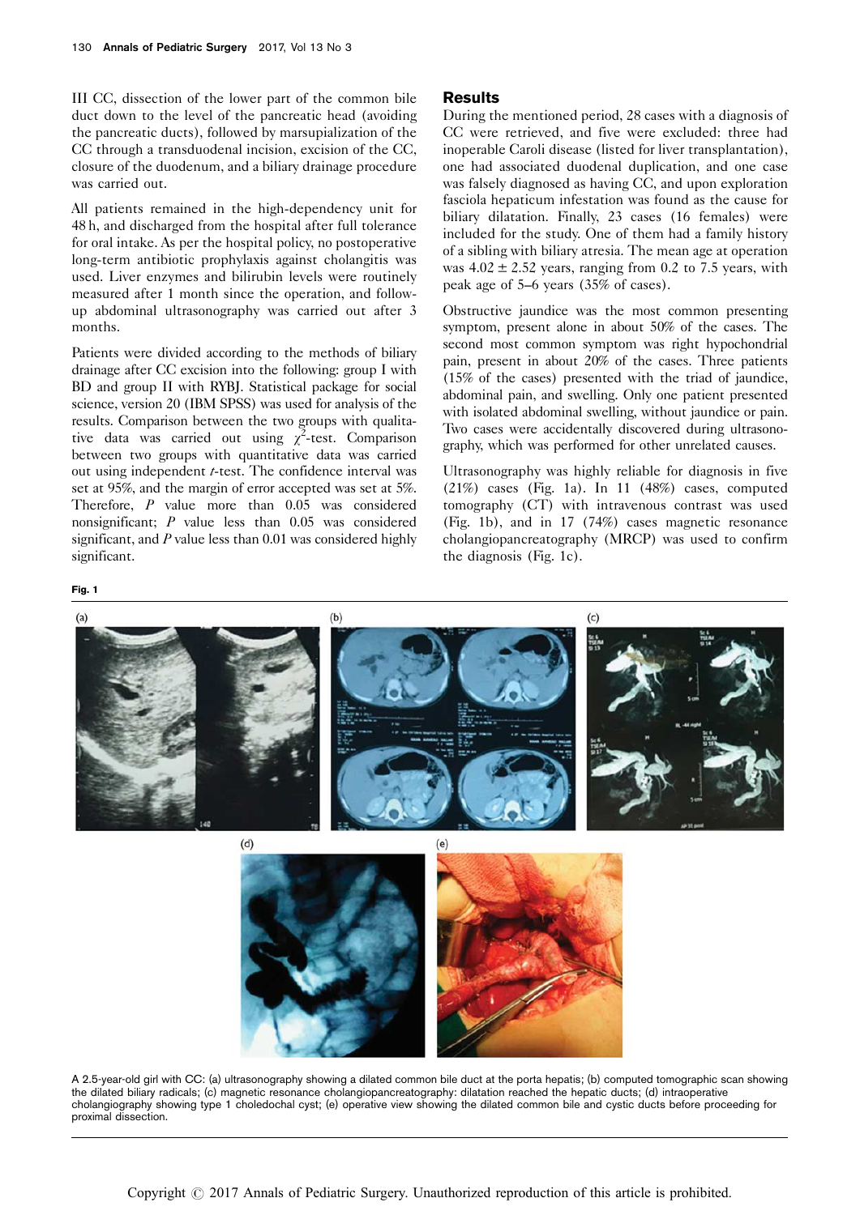III CC, dissection of the lower part of the common bile duct down to the level of the pancreatic head (avoiding the pancreatic ducts), followed by marsupialization of the CC through a transduodenal incision, excision of the CC, closure of the duodenum, and a biliary drainage procedure was carried out.

All patients remained in the high-dependency unit for 48 h, and discharged from the hospital after full tolerance for oral intake. As per the hospital policy, no postoperative long-term antibiotic prophylaxis against cholangitis was used. Liver enzymes and bilirubin levels were routinely measured after 1 month since the operation, and follow-up abdominal ultrasonography was carried out after 3 months.

Patients were divided according to the methods of biliary drainage after CC excision into the following: group I with BD and group II with RYBJ. Statistical package for social science, version 20 (IBM SPSS) was used for analysis of the results. Comparison between the two groups with qualitative data was carried out using $\chi^2$-test. Comparison between two groups with quantitative data was carried out using independent $t$-test. The confidence interval was set at 95%, and the margin of error accepted was set at 5%. Therefore, $P$ value more than 0.05 was considered nonsignificant; $P$ value less than 0.05 was considered significant, and $P$ value less than 0.01 was considered highly significant.

## Results

During the mentioned period, 28 cases with a diagnosis of CC were retrieved, and five were excluded: three had inoperable Caroli disease (listed for liver transplantation), one had associated duodenal duplication, and one case was falsely diagnosed as having CC, and upon exploration fasciola hepaticum infestation was found as the cause for biliary dilatation. Finally, 23 cases (16 females) were included for the study. One of them had a family history of a sibling with biliary atresia. The mean age at operation was $4.02 \pm 2.52$ years, ranging from 0.2 to 7.5 years, with peak age of 5–6 years (35% of cases).

Obstructive jaundice was the most common presenting symptom, present alone in about 50% of the cases. The second most common symptom was right hypochondrial pain, present in about 20% of the cases. Three patients (15% of the cases) presented with the triad of jaundice, abdominal pain, and swelling. Only one patient presented with isolated abdominal swelling, without jaundice or pain. Two cases were accidentally discovered during ultrasonography, which was performed for other unrelated causes.

Ultrasonography was highly reliable for diagnosis in five (21%) cases (Fig. 1a). In 11 (48%) cases, computed tomography (CT) with intravenous contrast was used (Fig. 1b), and in 17 (74%) cases magnetic resonance cholangiopancreatography (MRCP) was used to confirm the diagnosis (Fig. 1c).

**Fig. 1**

A 2.5-year-old girl with CC: (a) ultrasonography showing a dilated common bile duct at the porta hepatis; (b) computed tomographic scan showing the dilated biliary radicals; (c) magnetic resonance cholangiopancreatography: dilatation reached the hepatic ducts; (d) intraoperative cholangiography showing type 1 choledochal cyst; (e) operative view showing the dilated common bile and cystic ducts before proceeding for proximal dissection.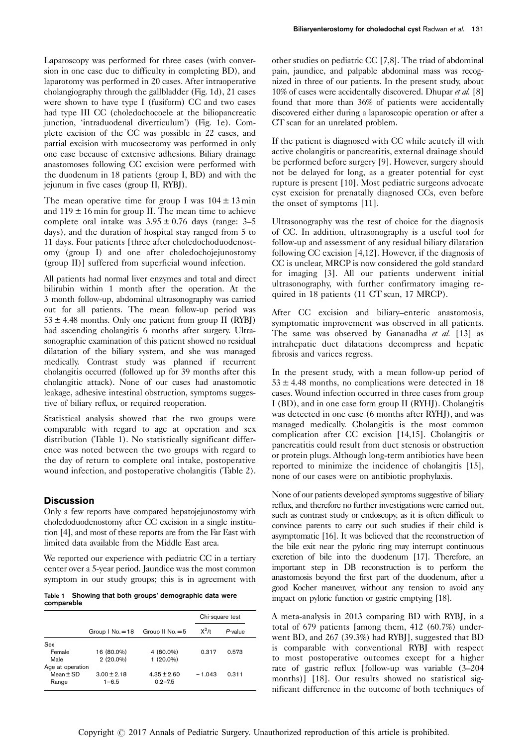Laparoscopy was performed for three cases (with conversion in one case due to difficulty in completing BD), and laparotomy was performed in 20 cases. After intraoperative cholangiography through the gallbladder (Fig. 1d), 21 cases were shown to have type I (fusiform) CC and two cases had type III CC (choledochocoele at the biliopancreatic junction, 'intraduodenal diverticulum') (Fig. 1e). Complete excision of the CC was possible in 22 cases, and partial excision with mucosectomy was performed in only one case because of extensive adhesions. Biliary drainage anastomoses following CC excision were performed with the duodenum in 18 patients (group I, BD) and with the jejunum in five cases (group II, RYBJ).

The mean operative time for group I was $104 \pm 13$ min and $119 \pm 16$ min for group II. The mean time to achieve complete oral intake was $3.95 \pm 0.76$ days (range: 3–5 days), and the duration of hospital stay ranged from 5 to 11 days. Four patients [three after choledochoduodenostomy (group I) and one after choledochojejunostomy (group II)] suffered from superficial wound infection.

All patients had normal liver enzymes and total and direct bilirubin within 1 month after the operation. At the 3 month follow-up, abdominal ultrasonography was carried out for all patients. The mean follow-up period was $53 \pm 4.48$ months. Only one patient from group II (RYBJ) had ascending cholangitis 6 months after surgery. Ultrasonographic examination of this patient showed no residual dilatation of the biliary system, and she was managed medically. Contrast study was planned if recurrent cholangitis occurred (followed up for 39 months after this cholangitic attack). None of our cases had anastomotic leakage, adhesive intestinal obstruction, symptoms suggestive of biliary reflux, or required reoperation.

Statistical analysis showed that the two groups were comparable with regard to age at operation and sex distribution (Table 1). No statistically significant difference was noted between the two groups with regard to the day of return to complete oral intake, postoperative wound infection, and postoperative cholangitis (Table 2).

## Discussion

Only a few reports have compared hepatojejunostomy with choledoduodenostomy after CC excision in a single institution [4], and most of these reports are from the Far East with limited data available from the Middle East area.

We reported our experience with pediatric CC in a tertiary center over a 5-year period. Jaundice was the most common symptom in our study groups; this is in agreement with other studies on pediatric CC [7,8]. The triad of abdominal pain, jaundice, and palpable abdominal mass was recognized in three of our patients. In the present study, about 10% of cases were accidentally discovered. Dhupar *et al.* [8] found that more than 36% of patients were accidentally discovered either during a laparoscopic operation or after a CT scan for an unrelated problem.

**Table 1 Showing that both groups' demographic data were comparable**

| | Group I No. = 18 | Group II No. = 5 | Chi-square test | |
|---|---|---|---|---|
| | | | $X^2$/t | *P*-value |
| Sex | | | | |
| Female | 16 (80.0%) | 4 (80.0%) | 0.317 | 0.573 |
| Male | 2 (20.0%) | 1 (20.0%) | | |
| Age at operation | | | | |
| Mean ± SD | $3.00 \pm 2.18$ | $4.35 \pm 2.60$ | −1.043 | 0.311 |
| Range | 1–6.5 | 0.2–7.5 | | |

If the patient is diagnosed with CC while acutely ill with active cholangitis or pancreatitis, external drainage should be performed before surgery [9]. However, surgery should not be delayed for long, as a greater potential for cyst rupture is present [10]. Most pediatric surgeons advocate cyst excision for prenatally diagnosed CCs, even before the onset of symptoms [11].

Ultrasonography was the test of choice for the diagnosis of CC. In addition, ultrasonography is a useful tool for follow-up and assessment of any residual biliary dilatation following CC excision [4,12]. However, if the diagnosis of CC is unclear, MRCP is now considered the gold standard for imaging [3]. All our patients underwent initial ultrasonography, with further confirmatory imaging required in 18 patients (11 CT scan, 17 MRCP).

After CC excision and biliary–enteric anastomosis, symptomatic improvement was observed in all patients. The same was observed by Gananadha *et al.* [13] as intrahepatic duct dilatations decompress and hepatic fibrosis and varices regress.

In the present study, with a mean follow-up period of $53 \pm 4.48$ months, no complications were detected in 18 cases. Wound infection occurred in three cases from group I (BD), and in one case form group II (RYHJ). Cholangitis was detected in one case (6 months after RYHJ), and was managed medically. Cholangitis is the most common complication after CC excision [14,15]. Cholangitis or pancreatitis could result from duct stenosis or obstruction or protein plugs. Although long-term antibiotics have been reported to minimize the incidence of cholangitis [15], none of our cases were on antibiotic prophylaxis.

None of our patients developed symptoms suggestive of biliary reflux, and therefore no further investigations were carried out, such as contrast study or endoscopy, as it is often difficult to convince parents to carry out such studies if their child is asymptomatic [16]. It was believed that the reconstruction of the bile exit near the pyloric ring may interrupt continuous excretion of bile into the duodenum [17]. Therefore, an important step in DB reconstruction is to perform the anastomosis beyond the first part of the duodenum, after a good Kocher maneuver, without any tension to avoid any impact on pyloric function or gastric emptying [18].

A meta-analysis in 2013 comparing BD with RYBJ, in a total of 679 patients [among them, 412 (60.7%) underwent BD, and 267 (39.3%) had RYBJ], suggested that BD is comparable with conventional RYBJ with respect to most postoperative outcomes except for a higher rate of gastric reflux [follow-up was variable (3–204 months)] [18]. Our results showed no statistical significant difference in the outcome of both techniques of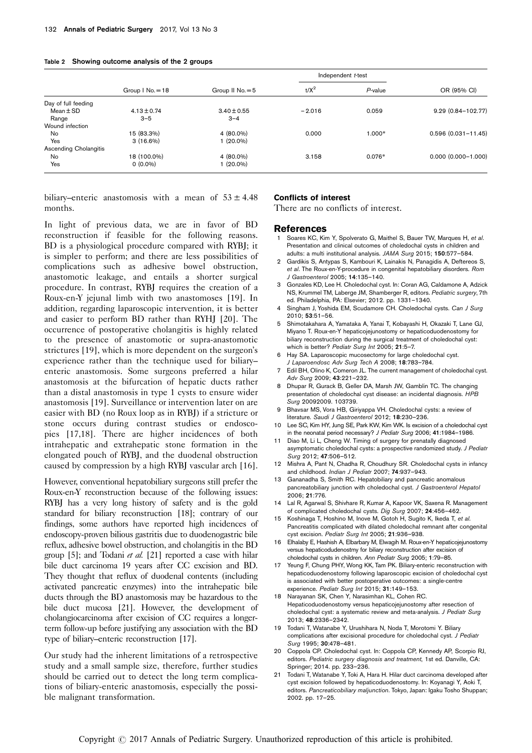**Table 2 Showing outcome analysis of the 2 groups**

| | Group I No. = 18 | Group II No. = 5 | Independent *t*-test | | OR (95% CI) |
|---|---|---|---|---|---|
| | | | $t/X^2$ | *P*-value | |
| Day of full feeding | | | | | |
| Mean ± SD | 4.13 ± 0.74 | 3.40 ± 0.55 | −2.016 | 0.059 | 9.29 (0.84–102.77) |
| Range | 3–5 | 3–4 | | | |
| Wound infection | | | | | |
| No | 15 (83.3%) | 4 (80.0%) | 0.000 | 1.000* | 0.596 (0.031–11.45) |
| Yes | 3 (16.6%) | 1 (20.0%) | | | |
| Ascending Cholangitis | | | | | |
| No | 18 (100.0%) | 4 (80.0%) | 3.158 | 0.076* | 0.000 (0.000–1.000) |
| Yes | 0 (0.0%) | 1 (20.0%) | | | |

biliary–enteric anastomosis with a mean of 53 ± 4.48 months.

In light of previous data, we are in favor of BD reconstruction if feasible for the following reasons. BD is a physiological procedure compared with RYBJ; it is simpler to perform; and there are less possibilities of complications such as adhesive bowel obstruction, anastomotic leakage, and entails a shorter surgical procedure. In contrast, RYBJ requires the creation of a Roux-en-Y jejunal limb with two anastomoses [19]. In addition, regarding laparoscopic intervention, it is better and easier to perform BD rather than RYHJ [20]. The occurrence of postoperative cholangitis is highly related to the presence of anastomotic or supra-anastomotic strictures [19], which is more dependent on the surgeon's experience rather than the technique used for biliary–enteric anastomosis. Some surgeons preferred a hilar anastomosis at the bifurcation of hepatic ducts rather than a distal anastomosis in type 1 cysts to ensure wider anastomosis [19]. Surveillance or intervention later on are easier with BD (no Roux loop as in RYBJ) if a stricture or stone occurs during contrast studies or endoscopies [17,18]. There are higher incidences of both intrahepatic and extrahepatic stone formation in the elongated pouch of RYBJ, and the duodenal obstruction caused by compression by a high RYBJ vascular arch [16].

However, conventional hepatobiliary surgeons still prefer the Roux-en-Y reconstruction because of the following issues: RYBJ has a very long history of safety and is the gold standard for biliary reconstruction [18]; contrary of our findings, some authors have reported high incidences of endoscopy-proven bilious gastritis due to duodenogastric bile reflux, adhesive bowel obstruction, and cholangitis in the BD group [5]; and Todani *et al.* [21] reported a case with hilar bile duct carcinoma 19 years after CC excision and BD. They thought that reflux of duodenal contents (including activated pancreatic enzymes) into the intrahepatic bile ducts through the BD anastomosis may be hazardous to the bile duct mucosa [21]. However, the development of cholangiocarcinoma after excision of CC requires a longer-term follow-up before justifying any association with the BD type of biliary–enteric reconstruction [17].

Our study had the inherent limitations of a retrospective study and a small sample size, therefore, further studies should be carried out to detect the long term complications of biliary-enteric anastomosis, especially the possible malignant transformation.

## Conflicts of interest

There are no conflicts of interest.

## References

1. Soares KC, Kim Y, Spolverato G, Maithel S, Bauer TW, Marques H, *et al.* Presentation and clinical outcomes of choledochal cysts in children and adults: a multi institutional analysis. *JAMA Surg* 2015; **150**:577–584.
2. Gardikis S, Antypas S, Kambouri K, Lainakis N, Panagidis A, Deftereos S, *et al.* The Roux-en-Y-procedure in congenital hepatobiliary disorders. *Rom J Gastroenterol* 2005; **14**:135–140.
3. Gonzales KD, Lee H. Choledochal cyst. In: Coran AG, Caldamone A, Adzick NS, Krummel TM, Laberge JM, Shamberger R, editors. *Pediatric surgery*, 7th ed. Philadelphia, PA: Elsevier; 2012. pp. 1331–1340.
4. Singham J, Yoshida EM, Scudamore CH. Choledochal cysts. *Can J Surg* 2010; **53**:51–56.
5. Shimotakahara A, Yamataka A, Yanai T, Kobayashi H, Okazaki T, Lane GJ, Miyano T. Roux-en-Y hepaticojejunostomy or hepaticoduodenostomy for biliary reconstruction during the surgical treatment of choledochal cyst: which is better? *Pediatr Surg Int* 2005; **21**:5–7.
6. Hay SA. Laparoscopic mucosectomy for large choledochal cyst. *J Laparoendosc Adv Surg Tech A* 2008; **18**:783–784.
7. Edil BH, Olino K, Comeron JL. The current management of choledochal cyst. *Adv Surg* 2009; **43**:221–232.
8. Dhupar R, Gurack B, Geller DA, Marsh JW, Gamblin TC. The changing presentation of choledochal cyst disease: an incidental diagnosis. *HPB Surg* 20092009. 103739.
9. Bhavsar MS, Vora HB, Giriyappa VH. Choledochal cysts: a review of literature. *Saudi J Gastroenterol* 2012; **18**:230–236.
10. Lee SC, Kim HY, Jung SE, Park KW, Kim WK. Is excision of a choledochal cyst in the neonatal period necessary? *J Pediatr Surg* 2006; **41**:1984–1986.
11. Diao M, Li L, Cheng W. Timing of surgery for prenatally diagnosed asymptomatic choledochal cysts: a prospective randomized study. *J Pediatr Surg* 2012; **47**:506–512.
12. Mishra A, Pant N, Chadha R, Choudhury SR. Choledochal cysts in infancy and childhood. *Indian J Pediatr* 2007; **74**:937–943.
13. Gananadha S, Smith RC. Hepatobiliary and pancreatic anomalous pancreatobiliary junction with choledochal cyst. *J Gastroenterol Hepatol* 2006; **21**:776.
14. Lal R, Agarwal S, Shivhare R, Kumar A, Kapoor VK, Saxena R. Management of complicated choledochal cysts. *Dig Surg* 2007; **24**:456–462.
15. Koshinaga T, Hoshino M, Inove M, Gotoh H, Sugito K, Ikeda T, *et al.* Pancreatitis complicated with dilated choledochal remnant after congenital cyst excision. *Pediatr Surg Int* 2005; **21**:936–938.
16. Elhalaby E, Hashish A, Elbarbary M, Elwagih M. Roux-en-Y hepaticojejunostomy versus hepaticodudenostmy for biliary reconstruction after excision of choledochal cysts in children. *Ann Pediatr Surg* 2005; **1**:79–85.
17. Yeung F, Chung PHY, Wong KK, Tam PK. Biliary-enteric reconstruction with hepaticoduodenostomy following laparoscopic excision of choledochal cyst is associated with better postoperative outcomes: a single-centre experience. *Pediatr Surg Int* 2015; **31**:149–153.
18. Narayanan SK, Chen Y, Narasimhan KL, Cohen RC. Hepaticoduodenostomy versus hepaticojejunostomy after resection of choledochal cyst: a systematic review and meta-analysis. *J Pediatr Surg* 2013; **48**:2336–2342.
19. Todani T, Watanabe Y, Urushihara N, Noda T, Morotomi Y. Biliary complications after excisional procedure for choledochal cyst. *J Pediatr Surg* 1995; **30**:478–481.
20. Coppola CP. Choledochal cyst. In: Coppola CP, Kennedy AP, Scorpio RJ, editors. *Pediatric surgery diagnosis and treatment*, 1st ed. Danville, CA: Springer; 2014. pp. 233–236.
21. Todani T, Watanabe Y, Toki A, Hara H. Hilar duct carcinoma developed after cyst excision followed by hepaticoduodenostomy. In: Koyanagi Y, Aoki T, editors. *Pancreaticobiliary maljunction*. Tokyo, Japan: Igaku Tosho Shuppan; 2002. pp. 17–25.